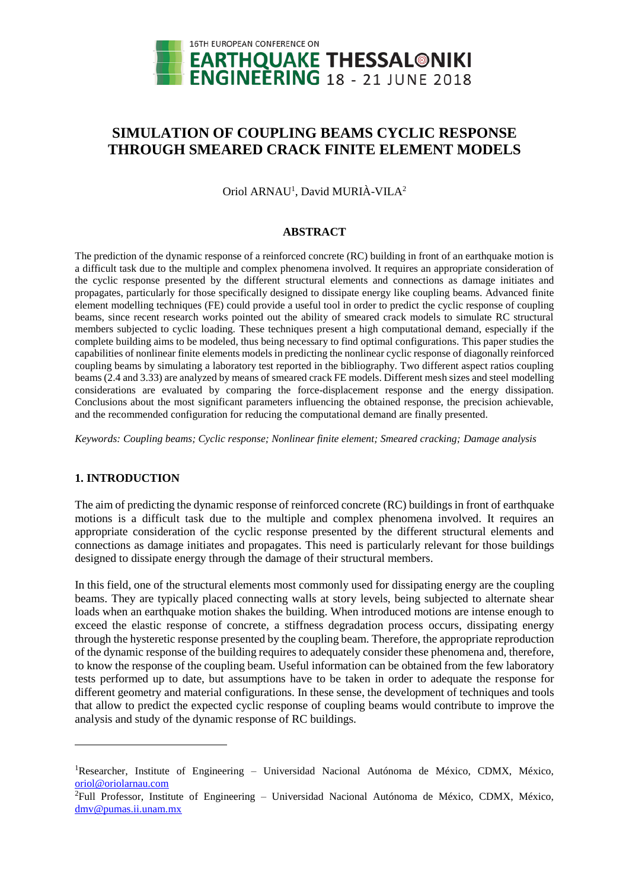# SIMULATION OF COUPLING BEAMS CYCLIC RESPONSE THROUGH SMEARED CRACK FINITE ELEMENT MODELS

Oriol ARNAU[1], David MURIÀ-VILA[2]

### ABSTRACT

The prediction of the dynamic response of a reinforced concrete (RC) building in front of an earthquake motion is a difficult task due to the multiple and complex phenomena involved. It requires an appropriate consideration of the cyclic response presented by the different structural elements and connections as damage initiates and propagates, particularly for those specifically designed to dissipate energy like coupling beams. Advanced finite element modelling techniques (FE) could provide a useful tool in order to predict the cyclic response of coupling beams, since recent research works pointed out the ability of smeared crack models to simulate RC structural members subjected to cyclic loading. These techniques present a high computational demand, especially if the complete building aims to be modeled, thus being necessary to find optimal configurations. This paper studies the capabilities of nonlinear finite elements models in predicting the nonlinear cyclic response of diagonally reinforced coupling beams by simulating a laboratory test reported in the bibliography. Two different aspect ratios coupling beams (2.4 and 3.33) are analyzed by means of smeared crack FE models. Different mesh sizes and steel modelling considerations are evaluated by comparing the force-displacement response and the energy dissipation. Conclusions about the most significant parameters influencing the obtained response, the precision achievable, and the recommended configuration for reducing the computational demand are finally presented.

*Keywords: Coupling beams; Cyclic response; Nonlinear finite element; Smeared cracking; Damage analysis*

## 1. INTRODUCTION

The aim of predicting the dynamic response of reinforced concrete (RC) buildings in front of earthquake motions is a difficult task due to the multiple and complex phenomena involved. It requires an appropriate consideration of the cyclic response presented by the different structural elements and connections as damage initiates and propagates. This need is particularly relevant for those buildings designed to dissipate energy through the damage of their structural members.

In this field, one of the structural elements most commonly used for dissipating energy are the coupling beams. They are typically placed connecting walls at story levels, being subjected to alternate shear loads when an earthquake motion shakes the building. When introduced motions are intense enough to exceed the elastic response of concrete, a stiffness degradation process occurs, dissipating energy through the hysteretic response presented by the coupling beam. Therefore, the appropriate reproduction of the dynamic response of the building requires to adequately consider these phenomena and, therefore, to know the response of the coupling beam. Useful information can be obtained from the few laboratory tests performed up to date, but assumptions have to be taken in order to adequate the response for different geometry and material configurations. In these sense, the development of techniques and tools that allow to predict the expected cyclic response of coupling beams would contribute to improve the analysis and study of the dynamic response of RC buildings.

---

[1]Researcher, Institute of Engineering – Universidad Nacional Autónoma de México, CDMX, México, oriol@oriolarnau.com

[2]Full Professor, Institute of Engineering – Universidad Nacional Autónoma de México, CDMX, México, dmv@pumas.ii.unam.mx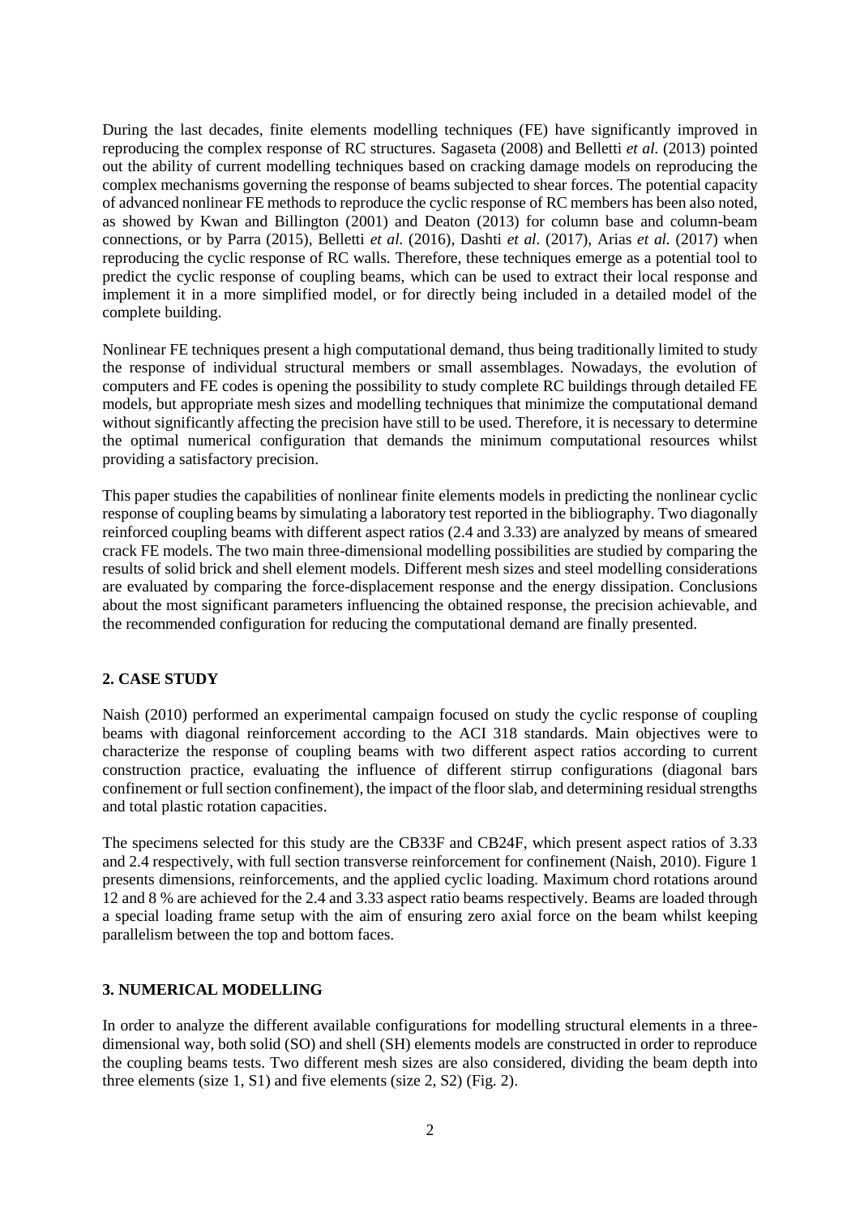During the last decades, finite elements modelling techniques (FE) have significantly improved in reproducing the complex response of RC structures. Sagaseta (2008) and Belletti *et al.* (2013) pointed out the ability of current modelling techniques based on cracking damage models on reproducing the complex mechanisms governing the response of beams subjected to shear forces. The potential capacity of advanced nonlinear FE methods to reproduce the cyclic response of RC members has been also noted, as showed by Kwan and Billington (2001) and Deaton (2013) for column base and column-beam connections, or by Parra (2015), Belletti *et al.* (2016), Dashti *et al.* (2017), Arias *et al.* (2017) when reproducing the cyclic response of RC walls. Therefore, these techniques emerge as a potential tool to predict the cyclic response of coupling beams, which can be used to extract their local response and implement it in a more simplified model, or for directly being included in a detailed model of the complete building.

Nonlinear FE techniques present a high computational demand, thus being traditionally limited to study the response of individual structural members or small assemblages. Nowadays, the evolution of computers and FE codes is opening the possibility to study complete RC buildings through detailed FE models, but appropriate mesh sizes and modelling techniques that minimize the computational demand without significantly affecting the precision have still to be used. Therefore, it is necessary to determine the optimal numerical configuration that demands the minimum computational resources whilst providing a satisfactory precision.

This paper studies the capabilities of nonlinear finite elements models in predicting the nonlinear cyclic response of coupling beams by simulating a laboratory test reported in the bibliography. Two diagonally reinforced coupling beams with different aspect ratios (2.4 and 3.33) are analyzed by means of smeared crack FE models. The two main three-dimensional modelling possibilities are studied by comparing the results of solid brick and shell element models. Different mesh sizes and steel modelling considerations are evaluated by comparing the force-displacement response and the energy dissipation. Conclusions about the most significant parameters influencing the obtained response, the precision achievable, and the recommended configuration for reducing the computational demand are finally presented.

## 2. CASE STUDY

Naish (2010) performed an experimental campaign focused on study the cyclic response of coupling beams with diagonal reinforcement according to the ACI 318 standards. Main objectives were to characterize the response of coupling beams with two different aspect ratios according to current construction practice, evaluating the influence of different stirrup configurations (diagonal bars confinement or full section confinement), the impact of the floor slab, and determining residual strengths and total plastic rotation capacities.

The specimens selected for this study are the CB33F and CB24F, which present aspect ratios of 3.33 and 2.4 respectively, with full section transverse reinforcement for confinement (Naish, 2010). Figure 1 presents dimensions, reinforcements, and the applied cyclic loading. Maximum chord rotations around 12 and 8 % are achieved for the 2.4 and 3.33 aspect ratio beams respectively. Beams are loaded through a special loading frame setup with the aim of ensuring zero axial force on the beam whilst keeping parallelism between the top and bottom faces.

## 3. NUMERICAL MODELLING

In order to analyze the different available configurations for modelling structural elements in a three-dimensional way, both solid (SO) and shell (SH) elements models are constructed in order to reproduce the coupling beams tests. Two different mesh sizes are also considered, dividing the beam depth into three elements (size 1, S1) and five elements (size 2, S2) (Fig. 2).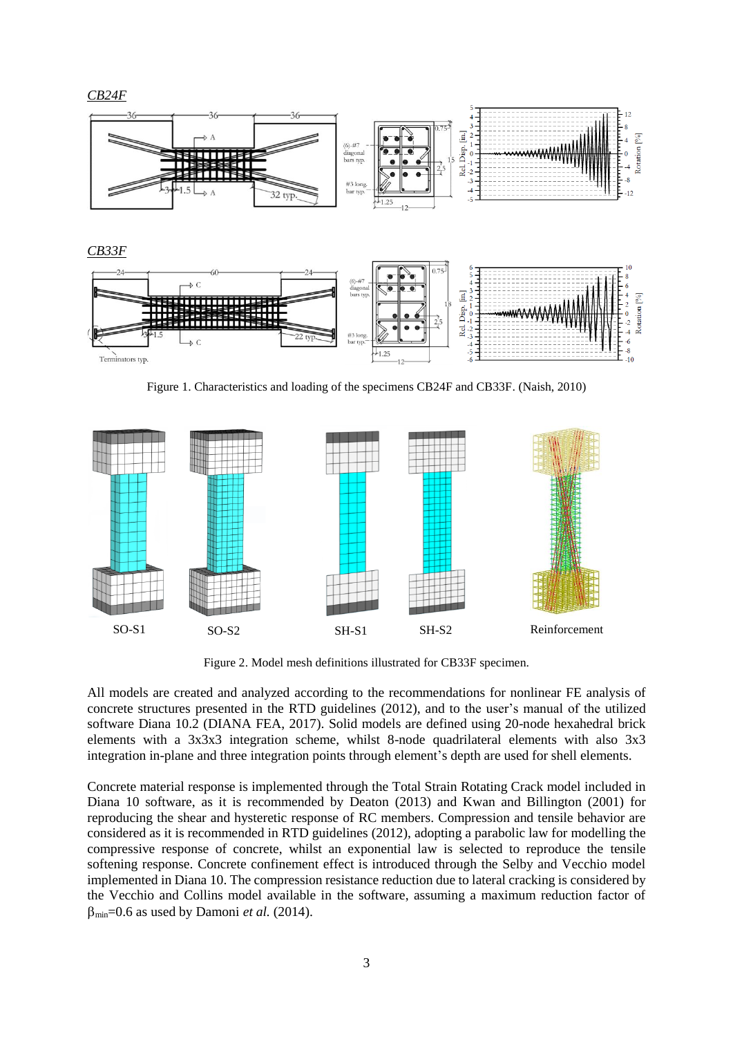*CB24F*

*CB33F*

Figure 1. Characteristics and loading of the specimens CB24F and CB33F. (Naish, 2010)

SO-S1 SO-S2 SH-S1 SH-S2 Reinforcement

Figure 2. Model mesh definitions illustrated for CB33F specimen.

All models are created and analyzed according to the recommendations for nonlinear FE analysis of concrete structures presented in the RTD guidelines (2012), and to the user's manual of the utilized software Diana 10.2 (DIANA FEA, 2017). Solid models are defined using 20-node hexahedral brick elements with a 3x3x3 integration scheme, whilst 8-node quadrilateral elements with also 3x3 integration in-plane and three integration points through element's depth are used for shell elements.

Concrete material response is implemented through the Total Strain Rotating Crack model included in Diana 10 software, as it is recommended by Deaton (2013) and Kwan and Billington (2001) for reproducing the shear and hysteretic response of RC members. Compression and tensile behavior are considered as it is recommended in RTD guidelines (2012), adopting a parabolic law for modelling the compressive response of concrete, whilst an exponential law is selected to reproduce the tensile softening response. Concrete confinement effect is introduced through the Selby and Vecchio model implemented in Diana 10. The compression resistance reduction due to lateral cracking is considered by the Vecchio and Collins model available in the software, assuming a maximum reduction factor of $\beta_{min}=0.6$ as used by Damoni *et al.* (2014).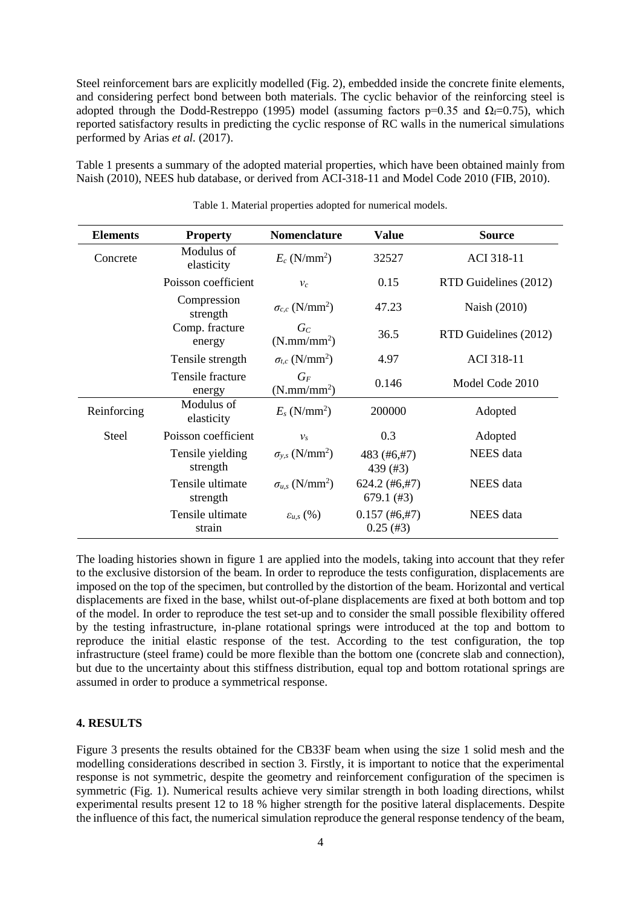Steel reinforcement bars are explicitly modelled (Fig. 2), embedded inside the concrete finite elements, and considering perfect bond between both materials. The cyclic behavior of the reinforcing steel is adopted through the Dodd-Restreppo (1995) model (assuming factors p=0.35 and $\Omega_f$=0.75), which reported satisfactory results in predicting the cyclic response of RC walls in the numerical simulations performed by Arias *et al.* (2017).

Table 1 presents a summary of the adopted material properties, which have been obtained mainly from Naish (2010), NEES hub database, or derived from ACI-318-11 and Model Code 2010 (FIB, 2010).

Table 1. Material properties adopted for numerical models.

| Elements | Property | Nomenclature | Value | Source |
|---|---|---|---|---|
| Concrete | Modulus of elasticity | $E_c$ (N/mm$^2$) | 32527 | ACI 318-11 |
| | Poisson coefficient | $v_c$ | 0.15 | RTD Guidelines (2012) |
| | Compression strength | $\sigma_{c,c}$ (N/mm$^2$) | 47.23 | Naish (2010) |
| | Comp. fracture energy | $G_C$ (N.mm/mm$^2$) | 36.5 | RTD Guidelines (2012) |
| | Tensile strength | $\sigma_{t,c}$ (N/mm$^2$) | 4.97 | ACI 318-11 |
| | Tensile fracture energy | $G_F$ (N.mm/mm$^2$) | 0.146 | Model Code 2010 |
| Reinforcing | Modulus of elasticity | $E_s$ (N/mm$^2$) | 200000 | Adopted |
| Steel | Poisson coefficient | $v_s$ | 0.3 | Adopted |
| | Tensile yielding strength | $\sigma_{y,s}$ (N/mm$^2$) | 483 (#6,#7) 439 (#3) | NEES data |
| | Tensile ultimate strength | $\sigma_{u,s}$ (N/mm$^2$) | 624.2 (#6,#7) 679.1 (#3) | NEES data |
| | Tensile ultimate strain | $\varepsilon_{u,s}$ (%) | 0.157 (#6,#7) 0.25 (#3) | NEES data |

The loading histories shown in figure 1 are applied into the models, taking into account that they refer to the exclusive distorsion of the beam. In order to reproduce the tests configuration, displacements are imposed on the top of the specimen, but controlled by the distortion of the beam. Horizontal and vertical displacements are fixed in the base, whilst out-of-plane displacements are fixed at both bottom and top of the model. In order to reproduce the test set-up and to consider the small possible flexibility offered by the testing infrastructure, in-plane rotational springs were introduced at the top and bottom to reproduce the initial elastic response of the test. According to the test configuration, the top infrastructure (steel frame) could be more flexible than the bottom one (concrete slab and connection), but due to the uncertainty about this stiffness distribution, equal top and bottom rotational springs are assumed in order to produce a symmetrical response.

## 4. RESULTS

Figure 3 presents the results obtained for the CB33F beam when using the size 1 solid mesh and the modelling considerations described in section 3. Firstly, it is important to notice that the experimental response is not symmetric, despite the geometry and reinforcement configuration of the specimen is symmetric (Fig. 1). Numerical results achieve very similar strength in both loading directions, whilst experimental results present 12 to 18 % higher strength for the positive lateral displacements. Despite the influence of this fact, the numerical simulation reproduce the general response tendency of the beam,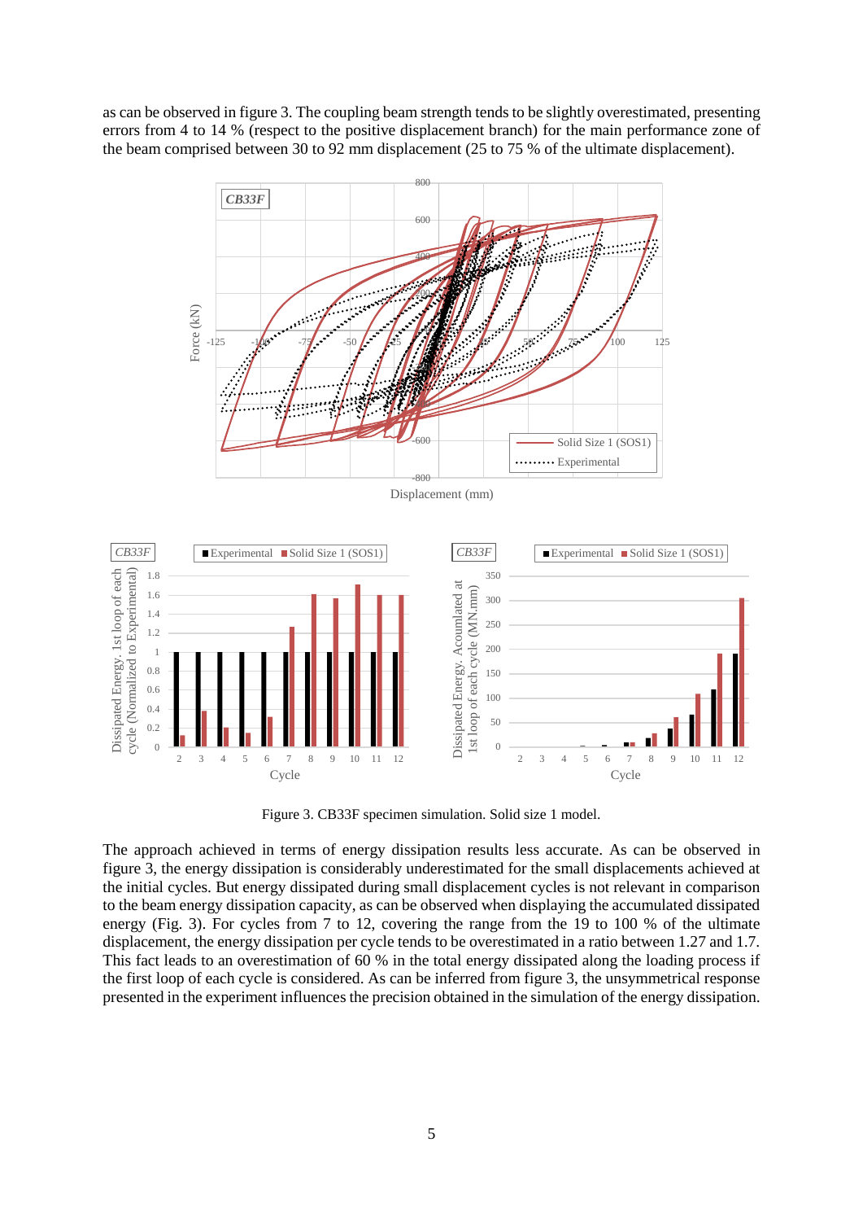as can be observed in figure 3. The coupling beam strength tends to be slightly overestimated, presenting errors from 4 to 14 % (respect to the positive displacement branch) for the main performance zone of the beam comprised between 30 to 92 mm displacement (25 to 75 % of the ultimate displacement).

Figure 3. CB33F specimen simulation. Solid size 1 model.

The approach achieved in terms of energy dissipation results less accurate. As can be observed in figure 3, the energy dissipation is considerably underestimated for the small displacements achieved at the initial cycles. But energy dissipated during small displacement cycles is not relevant in comparison to the beam energy dissipation capacity, as can be observed when displaying the accumulated dissipated energy (Fig. 3). For cycles from 7 to 12, covering the range from the 19 to 100 % of the ultimate displacement, the energy dissipation per cycle tends to be overestimated in a ratio between 1.27 and 1.7. This fact leads to an overestimation of 60 % in the total energy dissipated along the loading process if the first loop of each cycle is considered. As can be inferred from figure 3, the unsymmetrical response presented in the experiment influences the precision obtained in the simulation of the energy dissipation.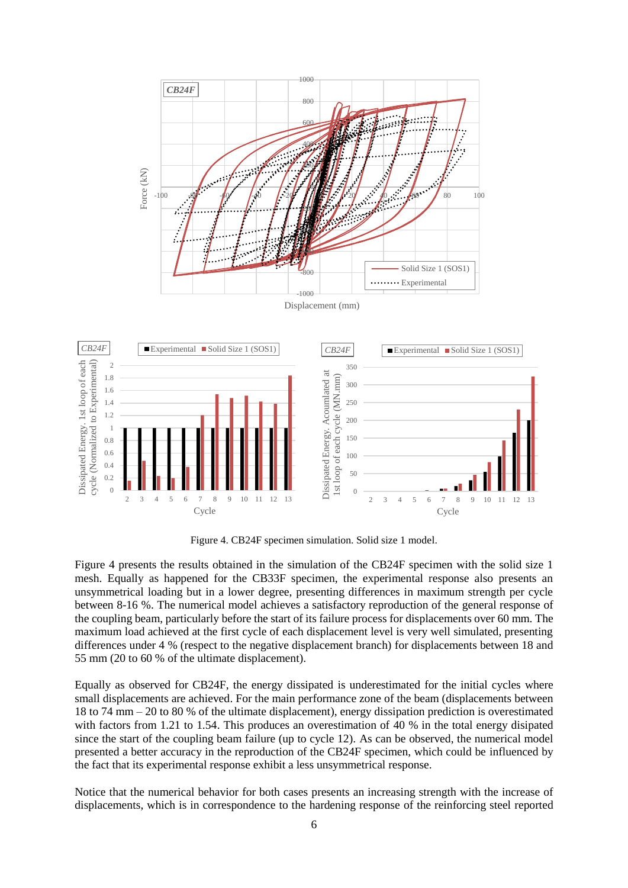Figure 4. CB24F specimen simulation. Solid size 1 model.

Figure 4 presents the results obtained in the simulation of the CB24F specimen with the solid size 1 mesh. Equally as happened for the CB33F specimen, the experimental response also presents an unsymmetrical loading but in a lower degree, presenting differences in maximum strength per cycle between 8-16 %. The numerical model achieves a satisfactory reproduction of the general response of the coupling beam, particularly before the start of its failure process for displacements over 60 mm. The maximum load achieved at the first cycle of each displacement level is very well simulated, presenting differences under 4 % (respect to the negative displacement branch) for displacements between 18 and 55 mm (20 to 60 % of the ultimate displacement).

Equally as observed for CB24F, the energy dissipated is underestimated for the initial cycles where small displacements are achieved. For the main performance zone of the beam (displacements between 18 to 74 mm – 20 to 80 % of the ultimate displacement), energy dissipation prediction is overestimated with factors from 1.21 to 1.54. This produces an overestimation of 40 % in the total energy disipated since the start of the coupling beam failure (up to cycle 12). As can be observed, the numerical model presented a better accuracy in the reproduction of the CB24F specimen, which could be influenced by the fact that its experimental response exhibit a less unsymmetrical response.

Notice that the numerical behavior for both cases presents an increasing strength with the increase of displacements, which is in correspondence to the hardening response of the reinforcing steel reported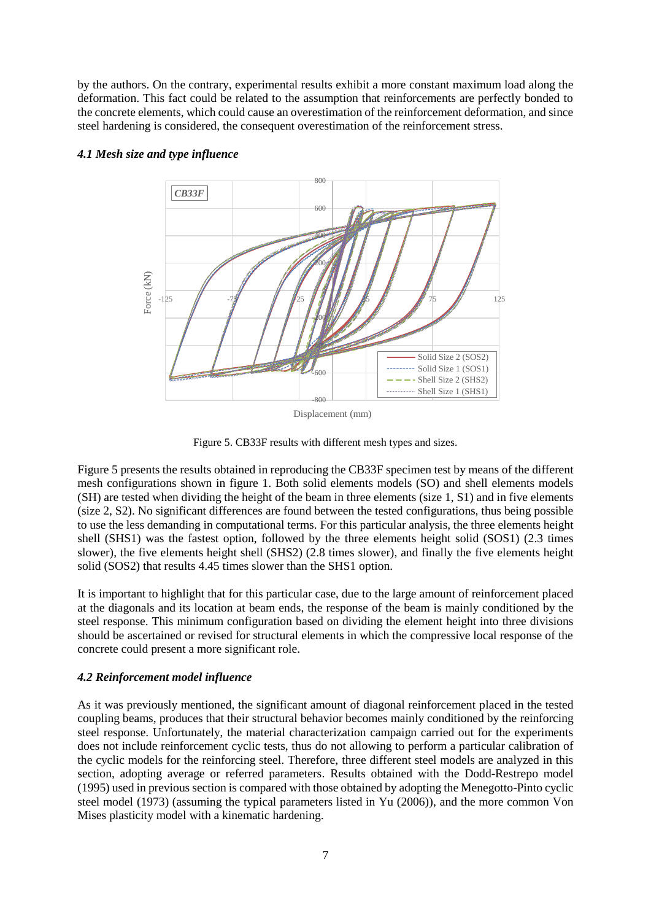by the authors. On the contrary, experimental results exhibit a more constant maximum load along the deformation. This fact could be related to the assumption that reinforcements are perfectly bonded to the concrete elements, which could cause an overestimation of the reinforcement deformation, and since steel hardening is considered, the consequent overestimation of the reinforcement stress.

### *4.1 Mesh size and type influence*

Figure 5. CB33F results with different mesh types and sizes.

Figure 5 presents the results obtained in reproducing the CB33F specimen test by means of the different mesh configurations shown in figure 1. Both solid elements models (SO) and shell elements models (SH) are tested when dividing the height of the beam in three elements (size 1, S1) and in five elements (size 2, S2). No significant differences are found between the tested configurations, thus being possible to use the less demanding in computational terms. For this particular analysis, the three elements height shell (SHS1) was the fastest option, followed by the three elements height solid (SOS1) (2.3 times slower), the five elements height shell (SHS2) (2.8 times slower), and finally the five elements height solid (SOS2) that results 4.45 times slower than the SHS1 option.

It is important to highlight that for this particular case, due to the large amount of reinforcement placed at the diagonals and its location at beam ends, the response of the beam is mainly conditioned by the steel response. This minimum configuration based on dividing the element height into three divisions should be ascertained or revised for structural elements in which the compressive local response of the concrete could present a more significant role.

### *4.2 Reinforcement model influence*

As it was previously mentioned, the significant amount of diagonal reinforcement placed in the tested coupling beams, produces that their structural behavior becomes mainly conditioned by the reinforcing steel response. Unfortunately, the material characterization campaign carried out for the experiments does not include reinforcement cyclic tests, thus do not allowing to perform a particular calibration of the cyclic models for the reinforcing steel. Therefore, three different steel models are analyzed in this section, adopting average or referred parameters. Results obtained with the Dodd-Restrepo model (1995) used in previous section is compared with those obtained by adopting the Menegotto-Pinto cyclic steel model (1973) (assuming the typical parameters listed in Yu (2006)), and the more common Von Mises plasticity model with a kinematic hardening.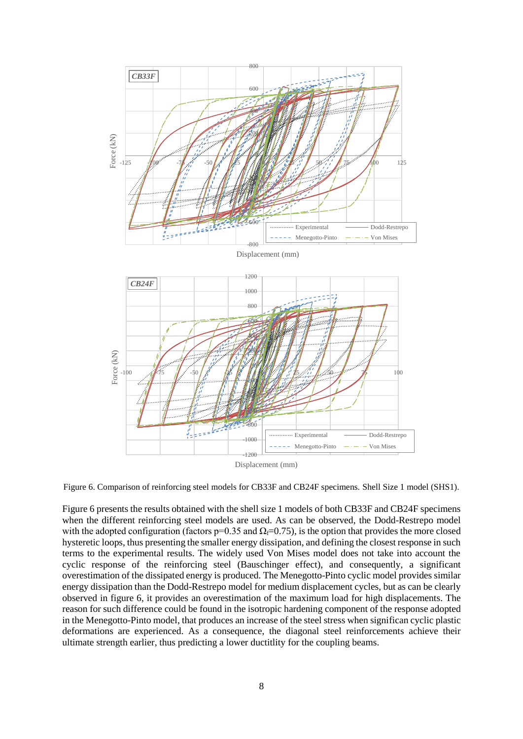Figure 6. Comparison of reinforcing steel models for CB33F and CB24F specimens. Shell Size 1 model (SHS1).

Figure 6 presents the results obtained with the shell size 1 models of both CB33F and CB24F specimens when the different reinforcing steel models are used. As can be observed, the Dodd-Restrepo model with the adopted configuration (factors p=0.35 and $\Omega_f$=0.75), is the option that provides the more closed hysteretic loops, thus presenting the smaller energy dissipation, and defining the closest response in such terms to the experimental results. The widely used Von Mises model does not take into account the cyclic response of the reinforcing steel (Bauschinger effect), and consequently, a significant overestimation of the dissipated energy is produced. The Menegotto-Pinto cyclic model provides similar energy dissipation than the Dodd-Restrepo model for medium displacement cycles, but as can be clearly observed in figure 6, it provides an overestimation of the maximum load for high displacements. The reason for such difference could be found in the isotropic hardening component of the response adopted in the Menegotto-Pinto model, that produces an increase of the steel stress when significan cyclic plastic deformations are experienced. As a consequence, the diagonal steel reinforcements achieve their ultimate strength earlier, thus predicting a lower ductitlity for the coupling beams.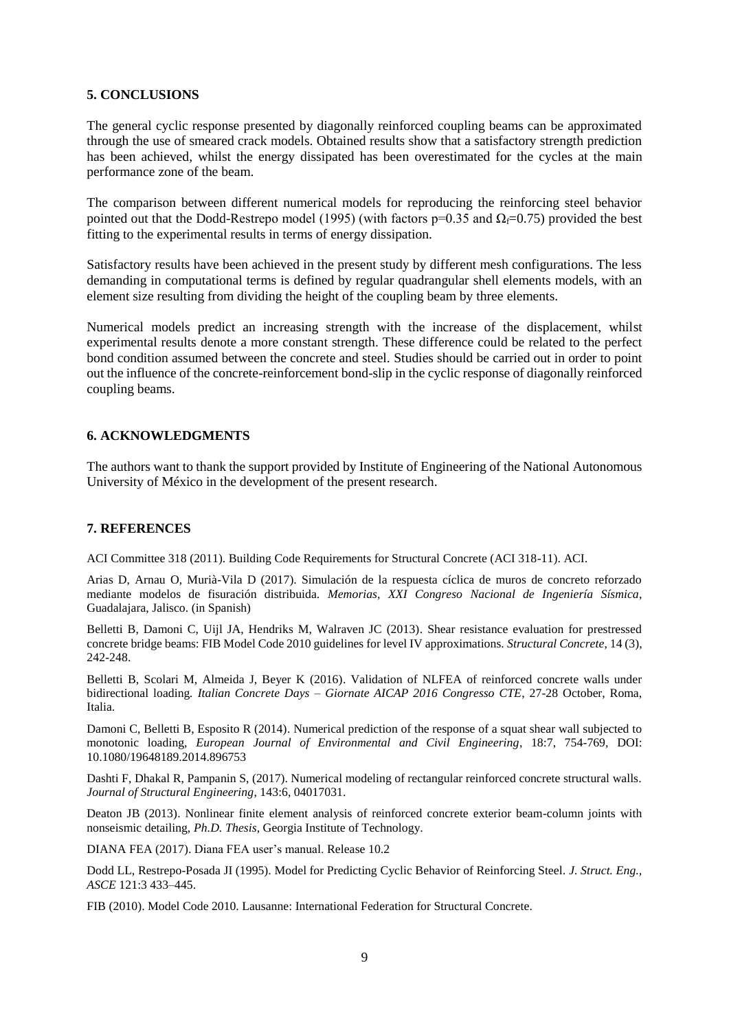## 5. CONCLUSIONS

The general cyclic response presented by diagonally reinforced coupling beams can be approximated through the use of smeared crack models. Obtained results show that a satisfactory strength prediction has been achieved, whilst the energy dissipated has been overestimated for the cycles at the main performance zone of the beam.

The comparison between different numerical models for reproducing the reinforcing steel behavior pointed out that the Dodd-Restrepo model (1995) (with factors p=0.35 and $\Omega_f$=0.75) provided the best fitting to the experimental results in terms of energy dissipation.

Satisfactory results have been achieved in the present study by different mesh configurations. The less demanding in computational terms is defined by regular quadrangular shell elements models, with an element size resulting from dividing the height of the coupling beam by three elements.

Numerical models predict an increasing strength with the increase of the displacement, whilst experimental results denote a more constant strength. These difference could be related to the perfect bond condition assumed between the concrete and steel. Studies should be carried out in order to point out the influence of the concrete-reinforcement bond-slip in the cyclic response of diagonally reinforced coupling beams.

## 6. ACKNOWLEDGMENTS

The authors want to thank the support provided by Institute of Engineering of the National Autonomous University of México in the development of the present research.

## 7. REFERENCES

ACI Committee 318 (2011). Building Code Requirements for Structural Concrete (ACI 318-11). ACI.

Arias D, Arnau O, Murià-Vila D (2017). Simulación de la respuesta cíclica de muros de concreto reforzado mediante modelos de fisuración distribuida. *Memorias, XXI Congreso Nacional de Ingeniería Sísmica*, Guadalajara, Jalisco. (in Spanish)

Belletti B, Damoni C, Uijl JA, Hendriks M, Walraven JC (2013). Shear resistance evaluation for prestressed concrete bridge beams: FIB Model Code 2010 guidelines for level IV approximations. *Structural Concrete*, 14 (3), 242-248.

Belletti B, Scolari M, Almeida J, Beyer K (2016). Validation of NLFEA of reinforced concrete walls under bidirectional loading. *Italian Concrete Days – Giornate AICAP 2016 Congresso CTE*, 27-28 October, Roma, Italia.

Damoni C, Belletti B, Esposito R (2014). Numerical prediction of the response of a squat shear wall subjected to monotonic loading, *European Journal of Environmental and Civil Engineering*, 18:7, 754-769, DOI: 10.1080/19648189.2014.896753

Dashti F, Dhakal R, Pampanin S, (2017). Numerical modeling of rectangular reinforced concrete structural walls. *Journal of Structural Engineering*, 143:6, 04017031.

Deaton JB (2013). Nonlinear finite element analysis of reinforced concrete exterior beam-column joints with nonseismic detailing, *Ph.D. Thesis*, Georgia Institute of Technology.

DIANA FEA (2017). Diana FEA user's manual. Release 10.2

Dodd LL, Restrepo-Posada JI (1995). Model for Predicting Cyclic Behavior of Reinforcing Steel. *J. Struct. Eng., ASCE* 121:3 433–445.

FIB (2010). Model Code 2010. Lausanne: International Federation for Structural Concrete.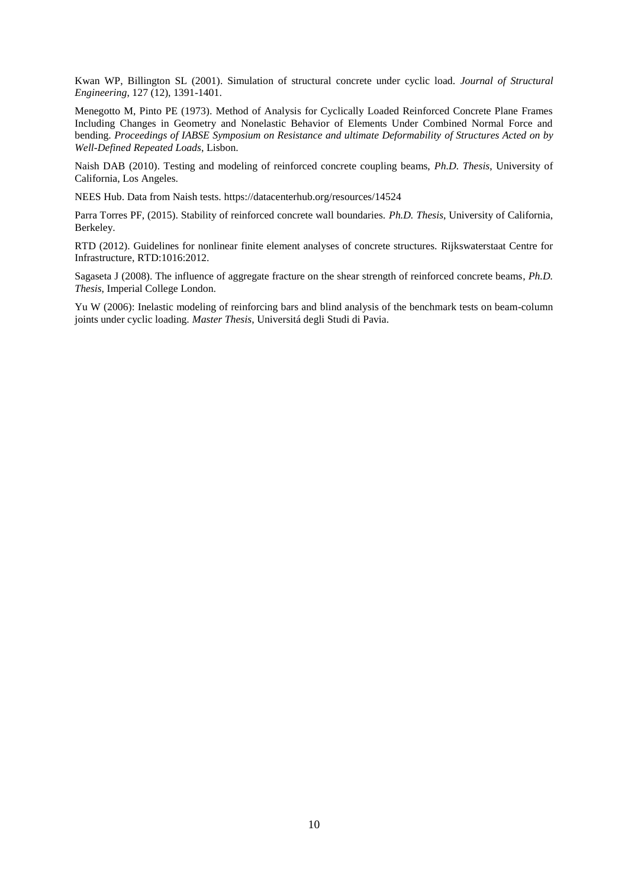Kwan WP, Billington SL (2001). Simulation of structural concrete under cyclic load. *Journal of Structural Engineering*, 127 (12), 1391-1401.

Menegotto M, Pinto PE (1973). Method of Analysis for Cyclically Loaded Reinforced Concrete Plane Frames Including Changes in Geometry and Nonelastic Behavior of Elements Under Combined Normal Force and bending. *Proceedings of IABSE Symposium on Resistance and ultimate Deformability of Structures Acted on by Well-Defined Repeated Loads*, Lisbon.

Naish DAB (2010). Testing and modeling of reinforced concrete coupling beams, *Ph.D. Thesis*, University of California, Los Angeles.

NEES Hub. Data from Naish tests. https://datacenterhub.org/resources/14524

Parra Torres PF, (2015). Stability of reinforced concrete wall boundaries. *Ph.D. Thesis*, University of California, Berkeley.

RTD (2012). Guidelines for nonlinear finite element analyses of concrete structures. Rijkswaterstaat Centre for Infrastructure, RTD:1016:2012.

Sagaseta J (2008). The influence of aggregate fracture on the shear strength of reinforced concrete beams, *Ph.D. Thesis*, Imperial College London.

Yu W (2006): Inelastic modeling of reinforcing bars and blind analysis of the benchmark tests on beam-column joints under cyclic loading. *Master Thesis*, Universitá degli Studi di Pavia.